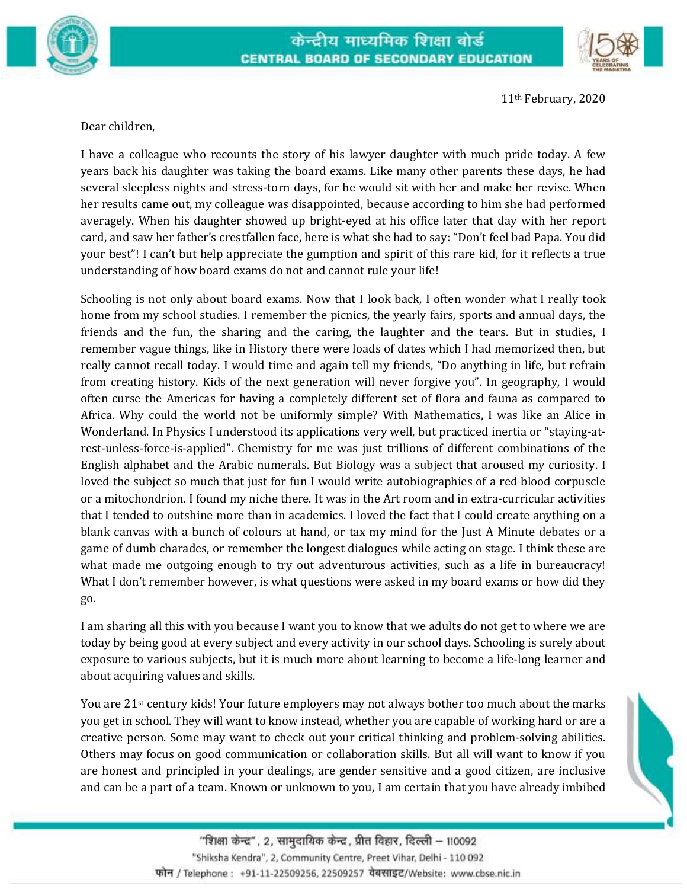11th February, 2020

Dear children,

I have a colleague who recounts the story of his lawyer daughter with much pride today. A few years back his daughter was taking the board exams. Like many other parents these days, he had several sleepless nights and stress-torn days, for he would sit with her and make her revise. When her results came out, my colleague was disappointed, because according to him she had performed averagely. When his daughter showed up bright-eyed at his office later that day with her report card, and saw her father's crestfallen face, here is what she had to say: "Don't feel bad Papa. You did your best"! I can't but help appreciate the gumption and spirit of this rare kid, for it reflects a true understanding of how board exams do not and cannot rule your life!

Schooling is not only about board exams. Now that I look back, I often wonder what I really took home from my school studies. I remember the picnics, the yearly fairs, sports and annual days, the friends and the fun, the sharing and the caring, the laughter and the tears. But in studies, I remember vague things, like in History there were loads of dates which I had memorized then, but really cannot recall today. I would time and again tell my friends, "Do anything in life, but refrain from creating history. Kids of the next generation will never forgive you". In geography, I would often curse the Americas for having a completely different set of flora and fauna as compared to Africa. Why could the world not be uniformly simple? With Mathematics, I was like an Alice in Wonderland. In Physics I understood its applications very well, but practiced inertia or "staying-at-rest-unless-force-is-applied". Chemistry for me was just trillions of different combinations of the English alphabet and the Arabic numerals. But Biology was a subject that aroused my curiosity. I loved the subject so much that just for fun I would write autobiographies of a red blood corpuscle or a mitochondrion. I found my niche there. It was in the Art room and in extra-curricular activities that I tended to outshine more than in academics. I loved the fact that I could create anything on a blank canvas with a bunch of colours at hand, or tax my mind for the Just A Minute debates or a game of dumb charades, or remember the longest dialogues while acting on stage. I think these are what made me outgoing enough to try out adventurous activities, such as a life in bureaucracy! What I don't remember however, is what questions were asked in my board exams or how did they go.

I am sharing all this with you because I want you to know that we adults do not get to where we are today by being good at every subject and every activity in our school days. Schooling is surely about exposure to various subjects, but it is much more about learning to become a life-long learner and about acquiring values and skills.

You are 21st century kids! Your future employers may not always bother too much about the marks you get in school. They will want to know instead, whether you are capable of working hard or are a creative person. Some may want to check out your critical thinking and problem-solving abilities. Others may focus on good communication or collaboration skills. But all will want to know if you are honest and principled in your dealings, are gender sensitive and a good citizen, are inclusive and can be a part of a team. Known or unknown to you, I am certain that you have already imbibed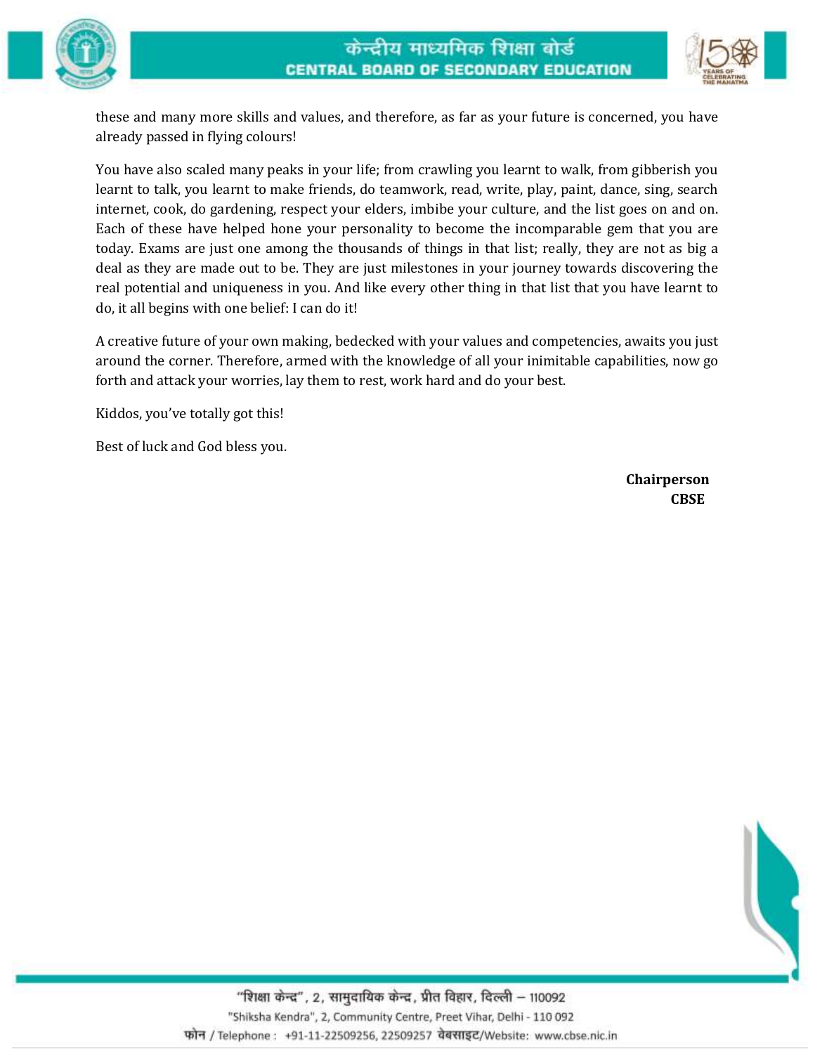these and many more skills and values, and therefore, as far as your future is concerned, you have already passed in flying colours!

You have also scaled many peaks in your life; from crawling you learnt to walk, from gibberish you learnt to talk, you learnt to make friends, do teamwork, read, write, play, paint, dance, sing, search internet, cook, do gardening, respect your elders, imbibe your culture, and the list goes on and on. Each of these have helped hone your personality to become the incomparable gem that you are today. Exams are just one among the thousands of things in that list; really, they are not as big a deal as they are made out to be. They are just milestones in your journey towards discovering the real potential and uniqueness in you. And like every other thing in that list that you have learnt to do, it all begins with one belief: I can do it!

A creative future of your own making, bedecked with your values and competencies, awaits you just around the corner. Therefore, armed with the knowledge of all your inimitable capabilities, now go forth and attack your worries, lay them to rest, work hard and do your best.

Kiddos, you've totally got this!

Best of luck and God bless you.

**Chairperson**
**CBSE**